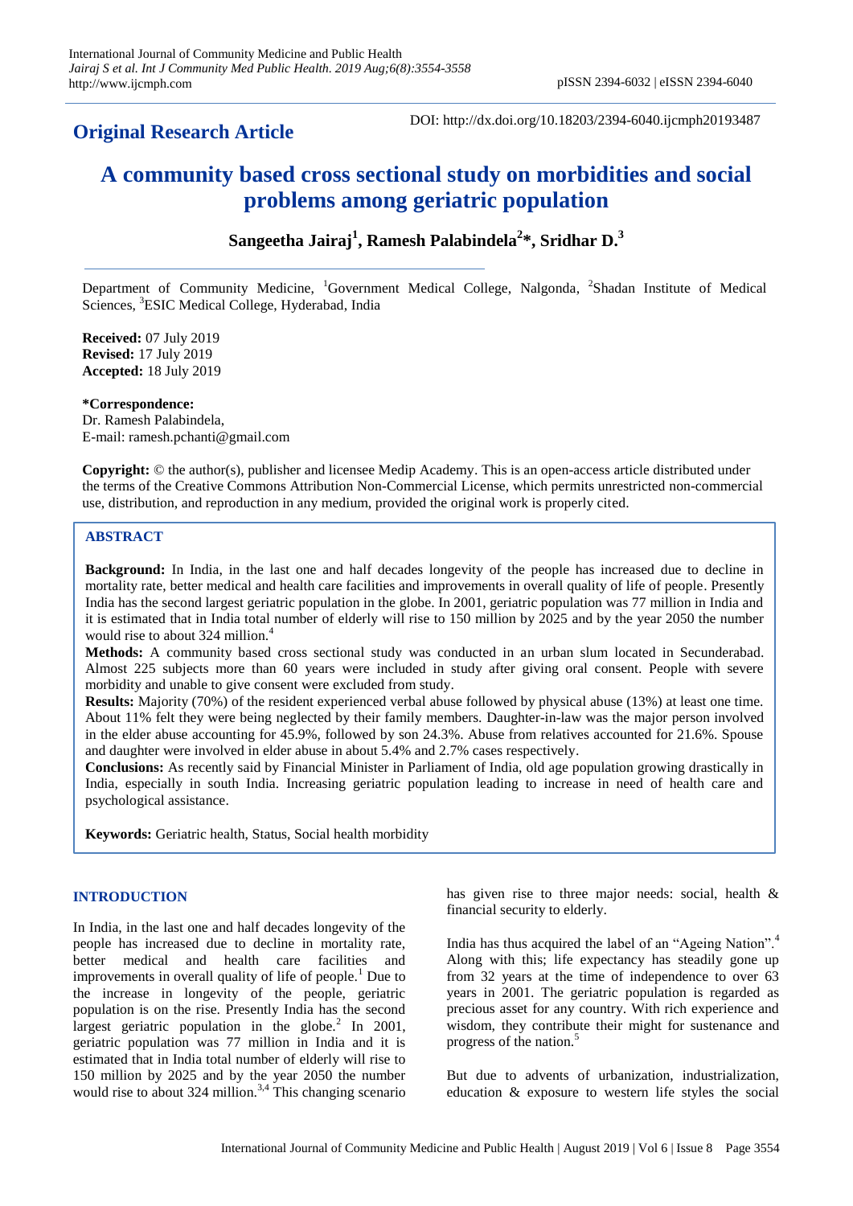## Original Research Article

DOI: http://dx.doi.org/10.18203/2394-6040.ijcmph20193487

# A community based cross sectional study on morbidities and social problems among geriatric population

**Sangeetha Jairaj[1], Ramesh Palabindela[2]*, Sridhar D.[3]**

Department of Community Medicine, [1]Government Medical College, Nalgonda, [2]Shadan Institute of Medical Sciences, [3]ESIC Medical College, Hyderabad, India

**Received:** 07 July 2019
**Revised:** 17 July 2019
**Accepted:** 18 July 2019

***Correspondence:**
Dr. Ramesh Palabindela,
E-mail: ramesh.pchanti@gmail.com

**Copyright:** © the author(s), publisher and licensee Medip Academy. This is an open-access article distributed under the terms of the Creative Commons Attribution Non-Commercial License, which permits unrestricted non-commercial use, distribution, and reproduction in any medium, provided the original work is properly cited.

## ABSTRACT

**Background:** In India, in the last one and half decades longevity of the people has increased due to decline in mortality rate, better medical and health care facilities and improvements in overall quality of life of people. Presently India has the second largest geriatric population in the globe. In 2001, geriatric population was 77 million in India and it is estimated that in India total number of elderly will rise to 150 million by 2025 and by the year 2050 the number would rise to about 324 million.[4]

**Methods:** A community based cross sectional study was conducted in an urban slum located in Secunderabad. Almost 225 subjects more than 60 years were included in study after giving oral consent. People with severe morbidity and unable to give consent were excluded from study.

**Results:** Majority (70%) of the resident experienced verbal abuse followed by physical abuse (13%) at least one time. About 11% felt they were being neglected by their family members. Daughter-in-law was the major person involved in the elder abuse accounting for 45.9%, followed by son 24.3%. Abuse from relatives accounted for 21.6%. Spouse and daughter were involved in elder abuse in about 5.4% and 2.7% cases respectively.

**Conclusions:** As recently said by Financial Minister in Parliament of India, old age population growing drastically in India, especially in south India. Increasing geriatric population leading to increase in need of health care and psychological assistance.

**Keywords:** Geriatric health, Status, Social health morbidity

## INTRODUCTION

In India, in the last one and half decades longevity of the people has increased due to decline in mortality rate, better medical and health care facilities and improvements in overall quality of life of people.[1] Due to the increase in longevity of the people, geriatric population is on the rise. Presently India has the second largest geriatric population in the globe.[2] In 2001, geriatric population was 77 million in India and it is estimated that in India total number of elderly will rise to 150 million by 2025 and by the year 2050 the number would rise to about 324 million.[3,4] This changing scenario has given rise to three major needs: social, health & financial security to elderly.

India has thus acquired the label of an "Ageing Nation".[4] Along with this; life expectancy has steadily gone up from 32 years at the time of independence to over 63 years in 2001. The geriatric population is regarded as precious asset for any country. With rich experience and wisdom, they contribute their might for sustenance and progress of the nation.[5]

But due to advents of urbanization, industrialization, education & exposure to western life styles the social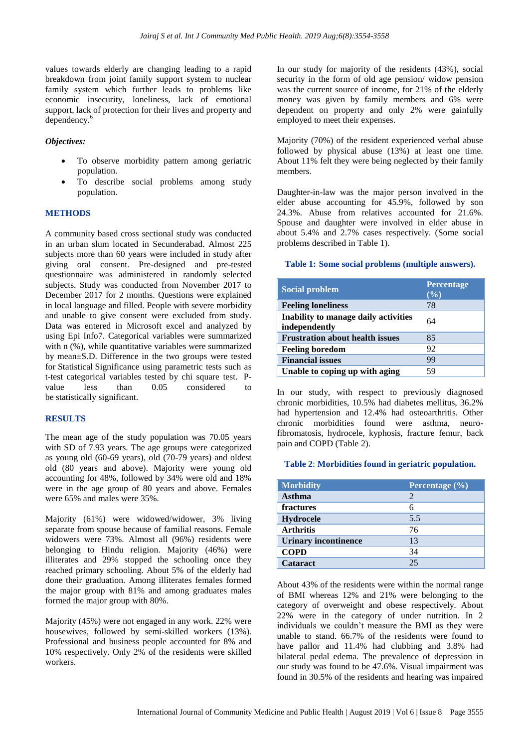values towards elderly are changing leading to a rapid breakdown from joint family support system to nuclear family system which further leads to problems like economic insecurity, loneliness, lack of emotional support, lack of protection for their lives and property and dependency.[6]

***Objectives:***

- To observe morbidity pattern among geriatric population.
- To describe social problems among study population.

## METHODS

A community based cross sectional study was conducted in an urban slum located in Secunderabad. Almost 225 subjects more than 60 years were included in study after giving oral consent. Pre-designed and pre-tested questionnaire was administered in randomly selected subjects. Study was conducted from November 2017 to December 2017 for 2 months. Questions were explained in local language and filled. People with severe morbidity and unable to give consent were excluded from study. Data was entered in Microsoft excel and analyzed by using Epi Info7. Categorical variables were summarized with n (%), while quantitative variables were summarized by mean±S.D. Difference in the two groups were tested for Statistical Significance using parametric tests such as t-test categorical variables tested by chi square test. P-value less than 0.05 considered to be statistically significant.

## RESULTS

The mean age of the study population was 70.05 years with SD of 7.93 years. The age groups were categorized as young old (60-69 years), old (70-79 years) and oldest old (80 years and above). Majority were young old accounting for 48%, followed by 34% were old and 18% were in the age group of 80 years and above. Females were 65% and males were 35%.

Majority (61%) were widowed/widower, 3% living separate from spouse because of familial reasons. Female widowers were 73%. Almost all (96%) residents were belonging to Hindu religion. Majority (46%) were illiterates and 29% stopped the schooling once they reached primary schooling. About 5% of the elderly had done their graduation. Among illiterates females formed the major group with 81% and among graduates males formed the major group with 80%.

Majority (45%) were not engaged in any work. 22% were housewives, followed by semi-skilled workers (13%). Professional and business people accounted for 8% and 10% respectively. Only 2% of the residents were skilled workers.

In our study for majority of the residents (43%), social security in the form of old age pension/ widow pension was the current source of income, for 21% of the elderly money was given by family members and 6% were dependent on property and only 2% were gainfully employed to meet their expenses.

Majority (70%) of the resident experienced verbal abuse followed by physical abuse (13%) at least one time. About 11% felt they were being neglected by their family members.

Daughter-in-law was the major person involved in the elder abuse accounting for 45.9%, followed by son 24.3%. Abuse from relatives accounted for 21.6%. Spouse and daughter were involved in elder abuse in about 5.4% and 2.7% cases respectively. (Some social problems described in Table 1).

**Table 1: Some social problems (multiple answers).**

| Social problem | Percentage (%) |
|---|---|
| **Feeling loneliness** | 78 |
| **Inability to manage daily activities independently** | 64 |
| **Frustration about health issues** | 85 |
| **Feeling boredom** | 92 |
| **Financial issues** | 99 |
| **Unable to coping up with aging** | 59 |

In our study, with respect to previously diagnosed chronic morbidities, 10.5% had diabetes mellitus, 36.2% had hypertension and 12.4% had osteoarthritis. Other chronic morbidities found were asthma, neuro-fibromatosis, hydrocele, kyphosis, fracture femur, back pain and COPD (Table 2).

**Table 2: Morbidities found in geriatric population.**

| Morbidity | Percentage (%) |
|---|---|
| **Asthma** | 2 |
| **fractures** | 6 |
| **Hydrocele** | 5.5 |
| **Arthritis** | 76 |
| **Urinary incontinence** | 13 |
| **COPD** | 34 |
| **Cataract** | 25 |

About 43% of the residents were within the normal range of BMI whereas 12% and 21% were belonging to the category of overweight and obese respectively. About 22% were in the category of under nutrition. In 2 individuals we couldn't measure the BMI as they were unable to stand. 66.7% of the residents were found to have pallor and 11.4% had clubbing and 3.8% had bilateral pedal edema. The prevalence of depression in our study was found to be 47.6%. Visual impairment was found in 30.5% of the residents and hearing was impaired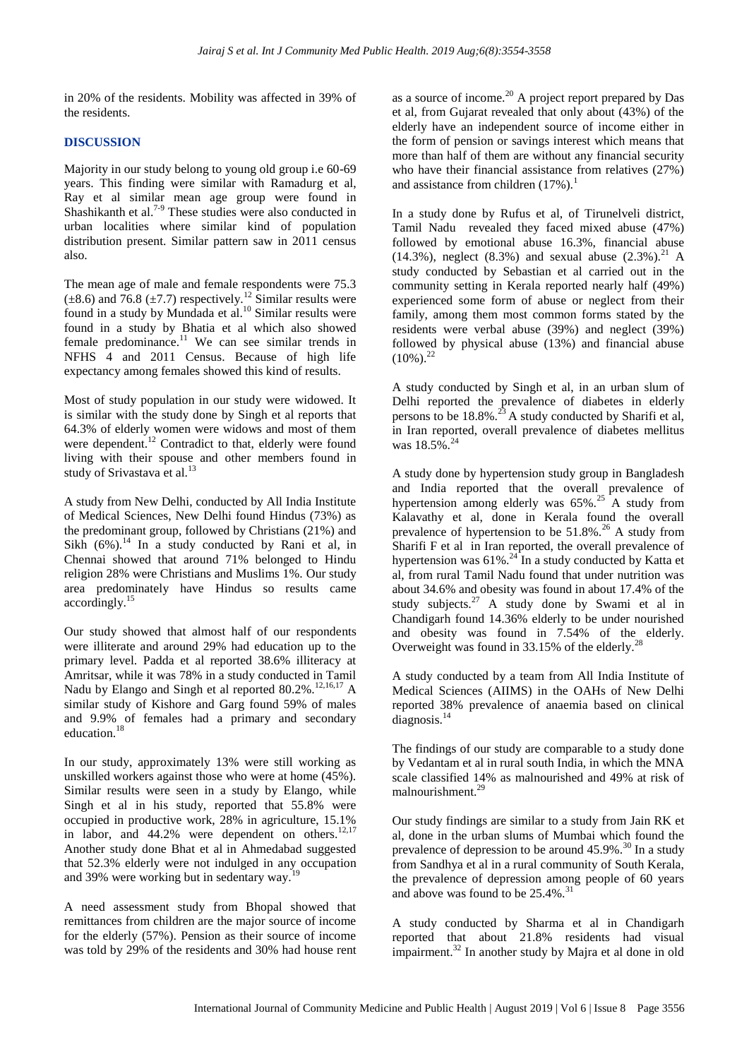in 20% of the residents. Mobility was affected in 39% of the residents.

## DISCUSSION

Majority in our study belong to young old group i.e 60-69 years. This finding were similar with Ramadurg et al, Ray et al similar mean age group were found in Shashikanth et al.[7-9] These studies were also conducted in urban localities where similar kind of population distribution present. Similar pattern saw in 2011 census also.

The mean age of male and female respondents were 75.3 (±8.6) and 76.8 (±7.7) respectively.[12] Similar results were found in a study by Mundada et al.[10] Similar results were found in a study by Bhatia et al which also showed female predominance.[11] We can see similar trends in NFHS 4 and 2011 Census. Because of high life expectancy among females showed this kind of results.

Most of study population in our study were widowed. It is similar with the study done by Singh et al reports that 64.3% of elderly women were widows and most of them were dependent.[12] Contradict to that, elderly were found living with their spouse and other members found in study of Srivastava et al.[13]

A study from New Delhi, conducted by All India Institute of Medical Sciences, New Delhi found Hindus (73%) as the predominant group, followed by Christians (21%) and Sikh (6%).[14] In a study conducted by Rani et al, in Chennai showed that around 71% belonged to Hindu religion 28% were Christians and Muslims 1%. Our study area predominately have Hindus so results came accordingly.[15]

Our study showed that almost half of our respondents were illiterate and around 29% had education up to the primary level. Padda et al reported 38.6% illiteracy at Amritsar, while it was 78% in a study conducted in Tamil Nadu by Elango and Singh et al reported 80.2%.[12,16,17] A similar study of Kishore and Garg found 59% of males and 9.9% of females had a primary and secondary education.[18]

In our study, approximately 13% were still working as unskilled workers against those who were at home (45%). Similar results were seen in a study by Elango, while Singh et al in his study, reported that 55.8% were occupied in productive work, 28% in agriculture, 15.1% in labor, and 44.2% were dependent on others.[12,17] Another study done Bhat et al in Ahmedabad suggested that 52.3% elderly were not indulged in any occupation and 39% were working but in sedentary way.[19]

A need assessment study from Bhopal showed that remittances from children are the major source of income for the elderly (57%). Pension as their source of income was told by 29% of the residents and 30% had house rent as a source of income.[20] A project report prepared by Das et al, from Gujarat revealed that only about (43%) of the elderly have an independent source of income either in the form of pension or savings interest which means that more than half of them are without any financial security who have their financial assistance from relatives (27%) and assistance from children (17%).[1]

In a study done by Rufus et al, of Tirunelveli district, Tamil Nadu revealed they faced mixed abuse (47%) followed by emotional abuse 16.3%, financial abuse (14.3%), neglect (8.3%) and sexual abuse (2.3%).[21] A study conducted by Sebastian et al carried out in the community setting in Kerala reported nearly half (49%) experienced some form of abuse or neglect from their family, among them most common forms stated by the residents were verbal abuse (39%) and neglect (39%) followed by physical abuse (13%) and financial abuse (10%).[22]

A study conducted by Singh et al, in an urban slum of Delhi reported the prevalence of diabetes in elderly persons to be 18.8%.[23] A study conducted by Sharifi et al, in Iran reported, overall prevalence of diabetes mellitus was 18.5%.[24]

A study done by hypertension study group in Bangladesh and India reported that the overall prevalence of hypertension among elderly was 65%.[25] A study from Kalavathy et al, done in Kerala found the overall prevalence of hypertension to be 51.8%.[26] A study from Sharifi F et al in Iran reported, the overall prevalence of hypertension was 61%.[24] In a study conducted by Katta et al, from rural Tamil Nadu found that under nutrition was about 34.6% and obesity was found in about 17.4% of the study subjects.[27] A study done by Swami et al in Chandigarh found 14.36% elderly to be under nourished and obesity was found in 7.54% of the elderly. Overweight was found in 33.15% of the elderly.[28]

A study conducted by a team from All India Institute of Medical Sciences (AIIMS) in the OAHs of New Delhi reported 38% prevalence of anaemia based on clinical diagnosis.[14]

The findings of our study are comparable to a study done by Vedantam et al in rural south India, in which the MNA scale classified 14% as malnourished and 49% at risk of malnourishment.[29]

Our study findings are similar to a study from Jain RK et al, done in the urban slums of Mumbai which found the prevalence of depression to be around 45.9%.[30] In a study from Sandhya et al in a rural community of South Kerala, the prevalence of depression among people of 60 years and above was found to be 25.4%.[31]

A study conducted by Sharma et al in Chandigarh reported that about 21.8% residents had visual impairment.[32] In another study by Majra et al done in old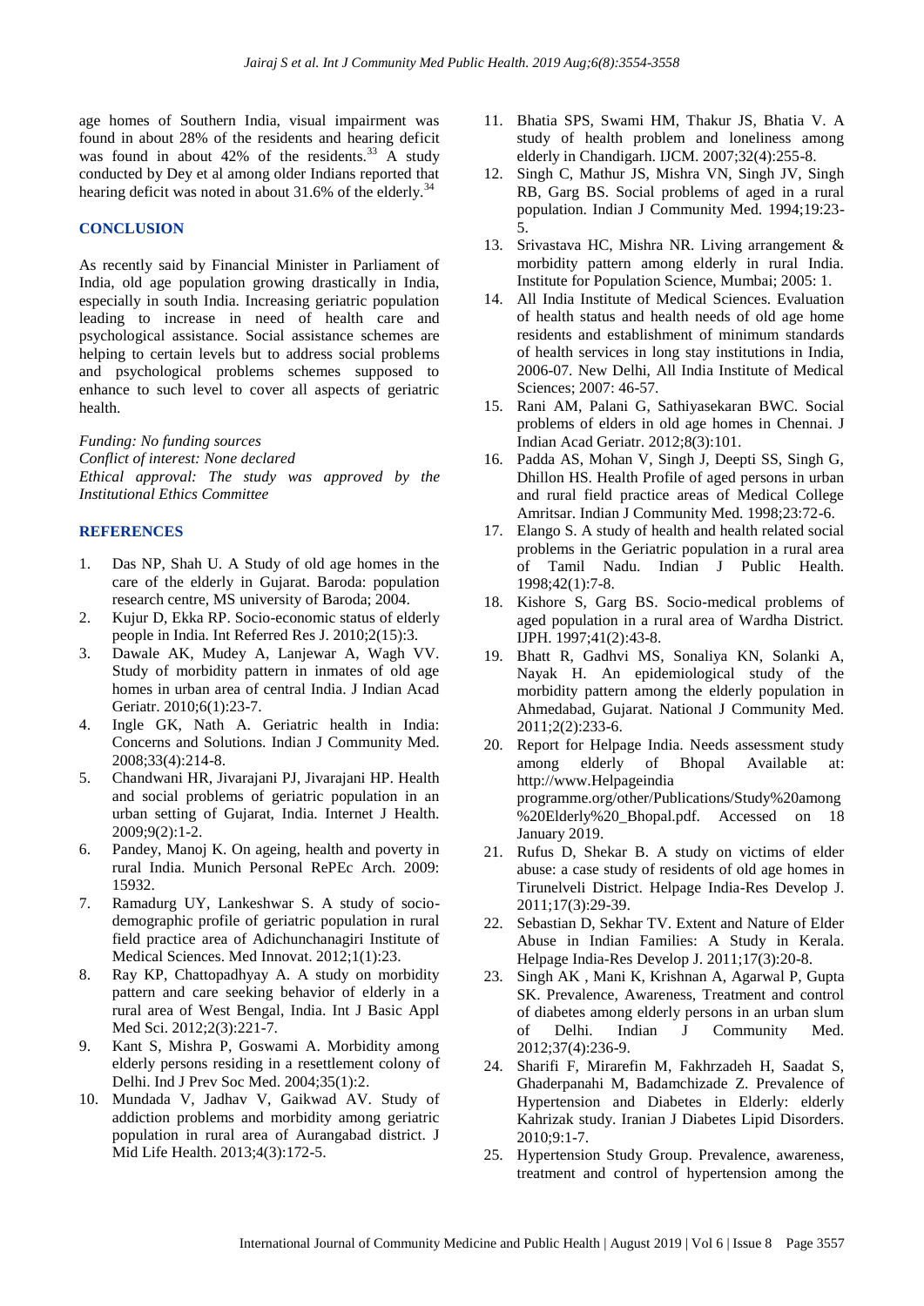age homes of Southern India, visual impairment was found in about 28% of the residents and hearing deficit was found in about 42% of the residents.[33] A study conducted by Dey et al among older Indians reported that hearing deficit was noted in about 31.6% of the elderly.[34]

## CONCLUSION

As recently said by Financial Minister in Parliament of India, old age population growing drastically in India, especially in south India. Increasing geriatric population leading to increase in need of health care and psychological assistance. Social assistance schemes are helping to certain levels but to address social problems and psychological problems schemes supposed to enhance to such level to cover all aspects of geriatric health.

*Funding: No funding sources*
*Conflict of interest: None declared*
*Ethical approval: The study was approved by the Institutional Ethics Committee*

## REFERENCES

1. Das NP, Shah U. A Study of old age homes in the care of the elderly in Gujarat. Baroda: population research centre, MS university of Baroda; 2004.
2. Kujur D, Ekka RP. Socio-economic status of elderly people in India. Int Referred Res J. 2010;2(15):3.
3. Dawale AK, Mudey A, Lanjewar A, Wagh VV. Study of morbidity pattern in inmates of old age homes in urban area of central India. J Indian Acad Geriatr. 2010;6(1):23-7.
4. Ingle GK, Nath A. Geriatric health in India: Concerns and Solutions. Indian J Community Med. 2008;33(4):214-8.
5. Chandwani HR, Jivarajani PJ, Jivarajani HP. Health and social problems of geriatric population in an urban setting of Gujarat, India. Internet J Health. 2009;9(2):1-2.
6. Pandey, Manoj K. On ageing, health and poverty in rural India. Munich Personal RePEc Arch. 2009: 15932.
7. Ramadurg UY, Lankeshwar S. A study of socio-demographic profile of geriatric population in rural field practice area of Adichunchanagiri Institute of Medical Sciences. Med Innovat. 2012;1(1):23.
8. Ray KP, Chattopadhyay A. A study on morbidity pattern and care seeking behavior of elderly in a rural area of West Bengal, India. Int J Basic Appl Med Sci. 2012;2(3):221-7.
9. Kant S, Mishra P, Goswami A. Morbidity among elderly persons residing in a resettlement colony of Delhi. Ind J Prev Soc Med. 2004;35(1):2.
10. Mundada V, Jadhav V, Gaikwad AV. Study of addiction problems and morbidity among geriatric population in rural area of Aurangabad district. J Mid Life Health. 2013;4(3):172-5.
11. Bhatia SPS, Swami HM, Thakur JS, Bhatia V. A study of health problem and loneliness among elderly in Chandigarh. IJCM. 2007;32(4):255-8.
12. Singh C, Mathur JS, Mishra VN, Singh JV, Singh RB, Garg BS. Social problems of aged in a rural population. Indian J Community Med. 1994;19:23-5.
13. Srivastava HC, Mishra NR. Living arrangement & morbidity pattern among elderly in rural India. Institute for Population Science, Mumbai; 2005: 1.
14. All India Institute of Medical Sciences. Evaluation of health status and health needs of old age home residents and establishment of minimum standards of health services in long stay institutions in India, 2006-07. New Delhi, All India Institute of Medical Sciences; 2007: 46-57.
15. Rani AM, Palani G, Sathiyasekaran BWC. Social problems of elders in old age homes in Chennai. J Indian Acad Geriatr. 2012;8(3):101.
16. Padda AS, Mohan V, Singh J, Deepti SS, Singh G, Dhillon HS. Health Profile of aged persons in urban and rural field practice areas of Medical College Amritsar. Indian J Community Med. 1998;23:72-6.
17. Elango S. A study of health and health related social problems in the Geriatric population in a rural area of Tamil Nadu. Indian J Public Health. 1998;42(1):7-8.
18. Kishore S, Garg BS. Socio-medical problems of aged population in a rural area of Wardha District. IJPH. 1997;41(2):43-8.
19. Bhatt R, Gadhvi MS, Sonaliya KN, Solanki A, Nayak H. An epidemiological study of the morbidity pattern among the elderly population in Ahmedabad, Gujarat. National J Community Med. 2011;2(2):233-6.
20. Report for Helpage India. Needs assessment study among elderly of Bhopal Available at: http://www.Helpageindia programme.org/other/Publications/Study%20among%20Elderly%20_Bhopal.pdf. Accessed on 18 January 2019.
21. Rufus D, Shekar B. A study on victims of elder abuse: a case study of residents of old age homes in Tirunelveli District. Helpage India-Res Develop J. 2011;17(3):29-39.
22. Sebastian D, Sekhar TV. Extent and Nature of Elder Abuse in Indian Families: A Study in Kerala. Helpage India-Res Develop J. 2011;17(3):20-8.
23. Singh AK , Mani K, Krishnan A, Agarwal P, Gupta SK. Prevalence, Awareness, Treatment and control of diabetes among elderly persons in an urban slum of Delhi. Indian J Community Med. 2012;37(4):236-9.
24. Sharifi F, Mirarefin M, Fakhrzadeh H, Saadat S, Ghaderpanahi M, Badamchizade Z. Prevalence of Hypertension and Diabetes in Elderly: elderly Kahrizak study. Iranian J Diabetes Lipid Disorders. 2010;9:1-7.
25. Hypertension Study Group. Prevalence, awareness, treatment and control of hypertension among the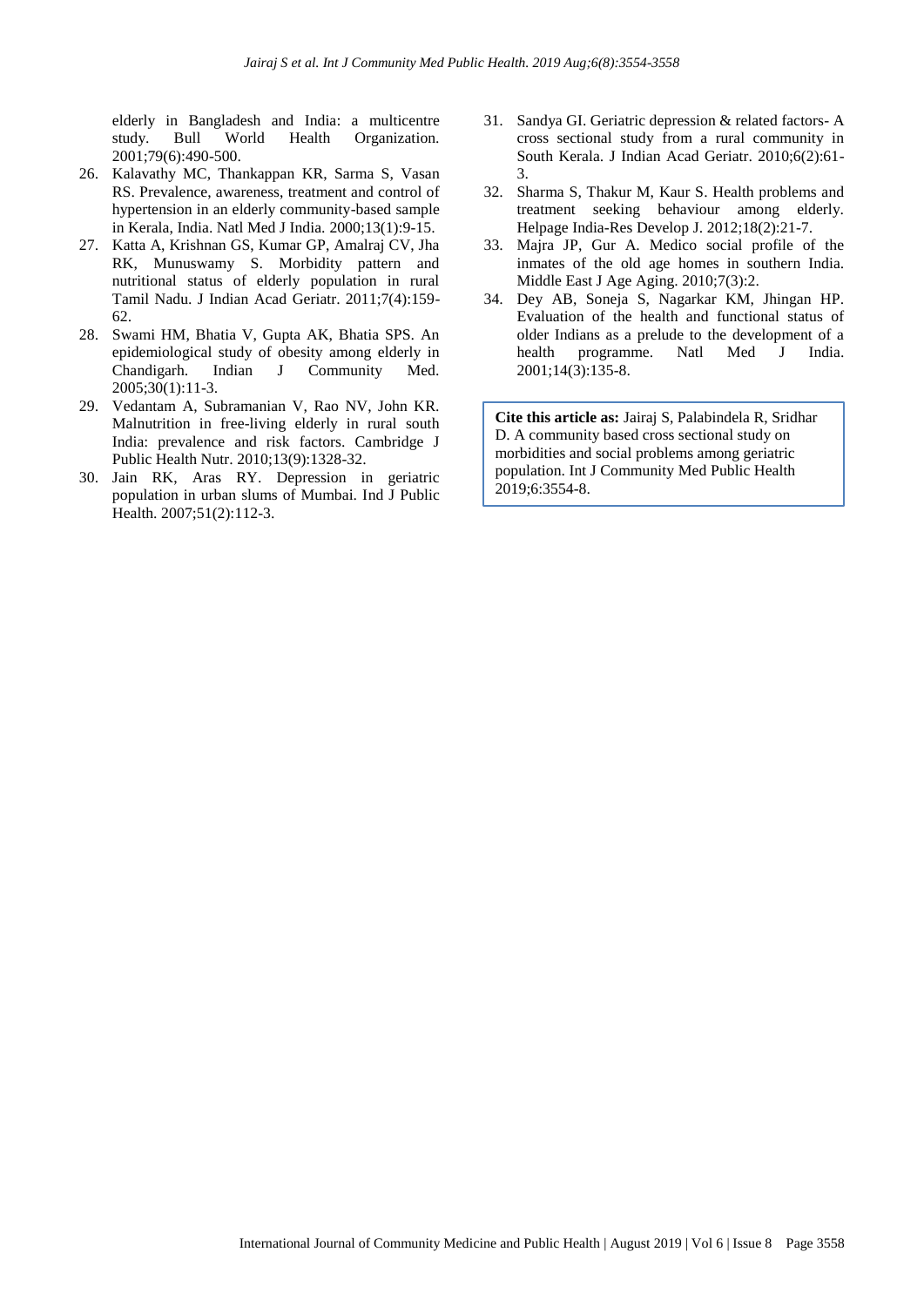elderly in Bangladesh and India: a multicentre study. Bull World Health Organization. 2001;79(6):490-500.

26. Kalavathy MC, Thankappan KR, Sarma S, Vasan RS. Prevalence, awareness, treatment and control of hypertension in an elderly community-based sample in Kerala, India. Natl Med J India. 2000;13(1):9-15.
27. Katta A, Krishnan GS, Kumar GP, Amalraj CV, Jha RK, Munuswamy S. Morbidity pattern and nutritional status of elderly population in rural Tamil Nadu. J Indian Acad Geriatr. 2011;7(4):159-62.
28. Swami HM, Bhatia V, Gupta AK, Bhatia SPS. An epidemiological study of obesity among elderly in Chandigarh. Indian J Community Med. 2005;30(1):11-3.
29. Vedantam A, Subramanian V, Rao NV, John KR. Malnutrition in free-living elderly in rural south India: prevalence and risk factors. Cambridge J Public Health Nutr. 2010;13(9):1328-32.
30. Jain RK, Aras RY. Depression in geriatric population in urban slums of Mumbai. Ind J Public Health. 2007;51(2):112-3.
31. Sandya GI. Geriatric depression & related factors- A cross sectional study from a rural community in South Kerala. J Indian Acad Geriatr. 2010;6(2):61-3.
32. Sharma S, Thakur M, Kaur S. Health problems and treatment seeking behaviour among elderly. Helpage India-Res Develop J. 2012;18(2):21-7.
33. Majra JP, Gur A. Medico social profile of the inmates of the old age homes in southern India. Middle East J Age Aging. 2010;7(3):2.
34. Dey AB, Soneja S, Nagarkar KM, Jhingan HP. Evaluation of the health and functional status of older Indians as a prelude to the development of a health programme. Natl Med J India. 2001;14(3):135-8.

**Cite this article as:** Jairaj S, Palabindela R, Sridhar D. A community based cross sectional study on morbidities and social problems among geriatric population. Int J Community Med Public Health 2019;6:3554-8.